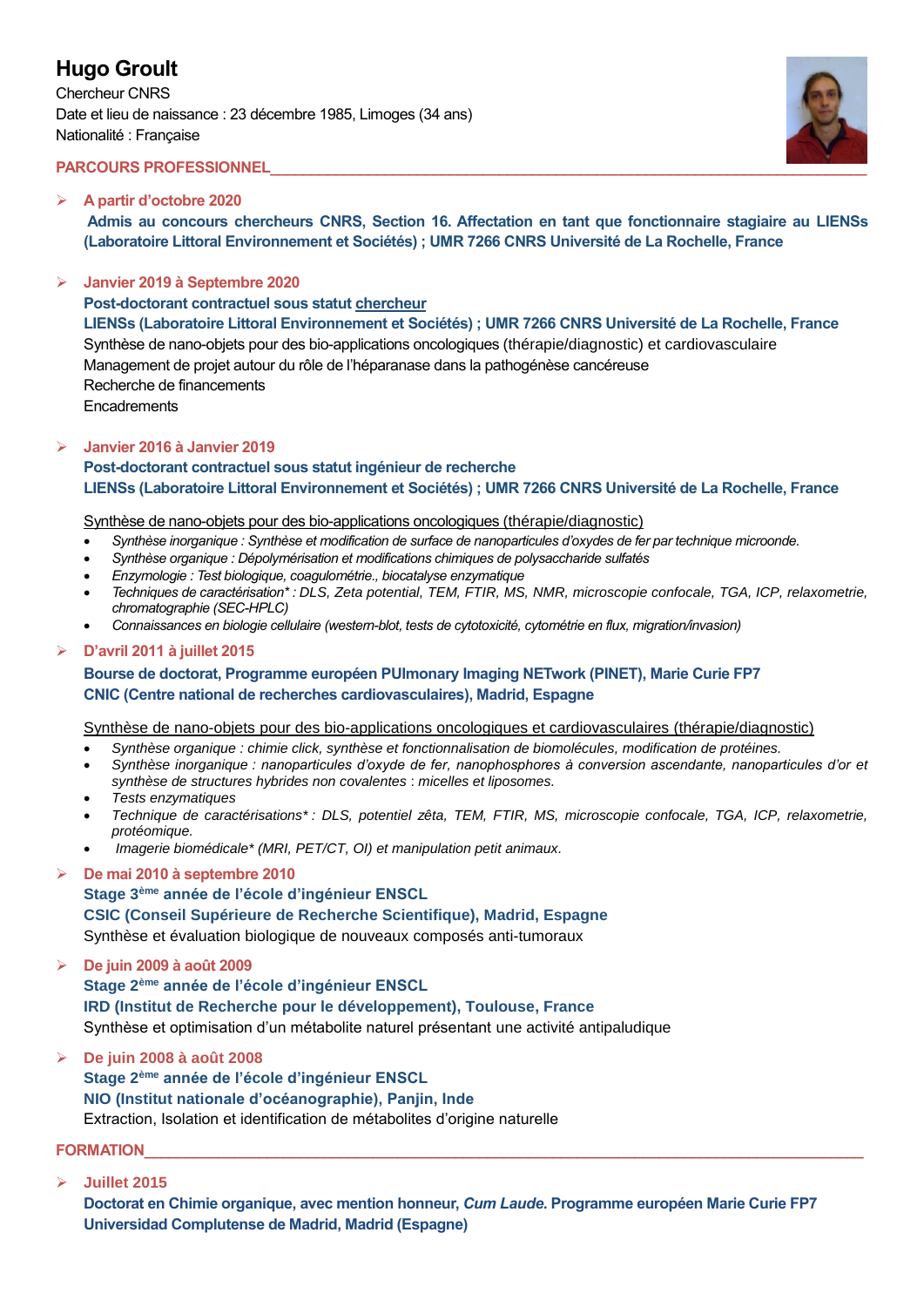# Hugo Groult

Chercheur CNRS
Date et lieu de naissance : 23 décembre 1985, Limoges (34 ans)
Nationalité : Française

## PARCOURS PROFESSIONNEL

- **A partir d'octobre 2020**
  **Admis au concours chercheurs CNRS, Section 16. Affectation en tant que fonctionnaire stagiaire au LIENSs (Laboratoire Littoral Environnement et Sociétés) ; UMR 7266 CNRS Université de La Rochelle, France**

- **Janvier 2019 à Septembre 2020**
  **Post-doctorant contractuel sous statut chercheur**
  **LIENSs (Laboratoire Littoral Environnement et Sociétés) ; UMR 7266 CNRS Université de La Rochelle, France**
  Synthèse de nano-objets pour des bio-applications oncologiques (thérapie/diagnostic) et cardiovasculaire
  Management de projet autour du rôle de l'héparanase dans la pathogénèse cancéreuse
  Recherche de financements
  Encadrements

- **Janvier 2016 à Janvier 2019**
  **Post-doctorant contractuel sous statut ingénieur de recherche**
  **LIENSs (Laboratoire Littoral Environnement et Sociétés) ; UMR 7266 CNRS Université de La Rochelle, France**

  Synthèse de nano-objets pour des bio-applications oncologiques (thérapie/diagnostic)
  - *Synthèse inorganique : Synthèse et modification de surface de nanoparticules d'oxydes de fer par technique microonde.*
  - *Synthèse organique : Dépolymérisation et modifications chimiques de polysaccharide sulfatés*
  - *Enzymologie : Test biologique, coagulométrie., biocatalyse enzymatique*
  - *Techniques de caractérisation* : DLS, Zeta potential, TEM, FTIR, MS, NMR, microscopie confocale, TGA, ICP, relaxometrie, chromatographie (SEC-HPLC)*
  - *Connaissances en biologie cellulaire (western-blot, tests de cytotoxicité, cytométrie en flux, migration/invasion)*

- **D'avril 2011 à juillet 2015**
  **Bourse de doctorat, Programme européen PUlmonary Imaging NETwork (PINET), Marie Curie FP7**
  **CNIC (Centre national de recherches cardiovasculaires), Madrid, Espagne**

  Synthèse de nano-objets pour des bio-applications oncologiques et cardiovasculaires (thérapie/diagnostic)
  - *Synthèse organique : chimie click, synthèse et fonctionnalisation de biomolécules, modification de protéines.*
  - *Synthèse inorganique : nanoparticules d'oxyde de fer, nanophosphores à conversion ascendante, nanoparticules d'or et synthèse de structures hybrides non covalentes : micelles et liposomes.*
  - *Tests enzymatiques*
  - *Technique de caractérisations* : DLS, potentiel zêta, TEM, FTIR, MS, microscopie confocale, TGA, ICP, relaxometrie, protéomique.*
  - *Imagerie biomédicale* (MRI, PET/CT, OI) et manipulation petit animaux.*

- **De mai 2010 à septembre 2010**
  **Stage 3ème année de l'école d'ingénieur ENSCL**
  **CSIC (Conseil Supérieure de Recherche Scientifique), Madrid, Espagne**
  Synthèse et évaluation biologique de nouveaux composés anti-tumoraux

- **De juin 2009 à août 2009**
  **Stage 2ème année de l'école d'ingénieur ENSCL**
  **IRD (Institut de Recherche pour le développement), Toulouse, France**
  Synthèse et optimisation d'un métabolite naturel présentant une activité antipaludique

- **De juin 2008 à août 2008**
  **Stage 2ème année de l'école d'ingénieur ENSCL**
  **NIO (Institut nationale d'océanographie), Panjin, Inde**
  Extraction, Isolation et identification de métabolites d'origine naturelle

## FORMATION

- **Juillet 2015**
  **Doctorat en Chimie organique, avec mention honneur, *Cum Laude*. Programme européen Marie Curie FP7**
  **Universidad Complutense de Madrid, Madrid (Espagne)**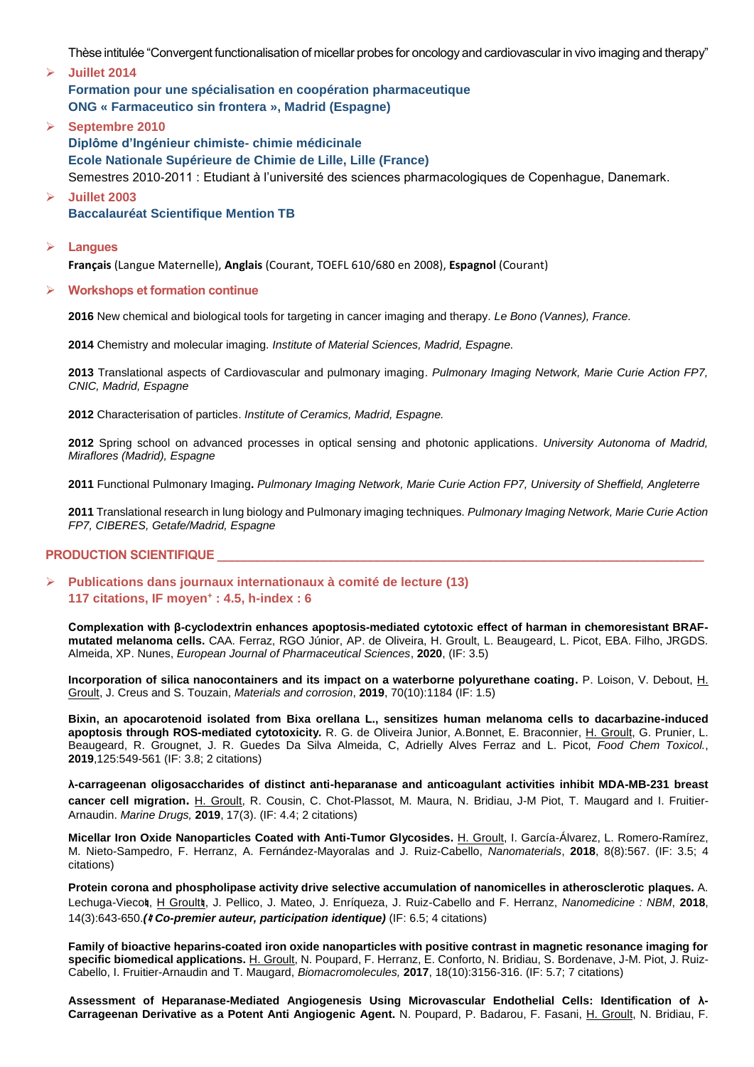Thèse intitulée "Convergent functionalisation of micellar probes for oncology and cardiovascular in vivo imaging and therapy"

- **Juillet 2014**
  **Formation pour une spécialisation en coopération pharmaceutique**
  **ONG « Farmaceutico sin frontera », Madrid (Espagne)**
- **Septembre 2010**
  **Diplôme d'Ingénieur chimiste- chimie médicinale**
  **Ecole Nationale Supérieure de Chimie de Lille, Lille (France)**
  Semestres 2010-2011 : Etudiant à l'université des sciences pharmacologiques de Copenhague, Danemark.
- **Juillet 2003**
  **Baccalauréat Scientifique Mention TB**

- **Langues**
  **Français** (Langue Maternelle), **Anglais** (Courant, TOEFL 610/680 en 2008), **Espagnol** (Courant)

- **Workshops et formation continue**

  **2016** New chemical and biological tools for targeting in cancer imaging and therapy. *Le Bono (Vannes), France.*

  **2014** Chemistry and molecular imaging. *Institute of Material Sciences, Madrid, Espagne.*

  **2013** Translational aspects of Cardiovascular and pulmonary imaging. *Pulmonary Imaging Network, Marie Curie Action FP7, CNIC, Madrid, Espagne*

  **2012** Characterisation of particles. *Institute of Ceramics, Madrid, Espagne.*

  **2012** Spring school on advanced processes in optical sensing and photonic applications. *University Autonoma of Madrid, Miraflores (Madrid), Espagne*

  **2011** Functional Pulmonary Imaging**.** *Pulmonary Imaging Network, Marie Curie Action FP7, University of Sheffield, Angleterre*

  **2011** Translational research in lung biology and Pulmonary imaging techniques. *Pulmonary Imaging Network, Marie Curie Action FP7, CIBERES, Getafe/Madrid, Espagne*

## PRODUCTION SCIENTIFIQUE

- **Publications dans journaux internationaux à comité de lecture (13)**
  **117 citations, IF moyen⁺ : 4.5, h-index : 6**

**Complexation with β-cyclodextrin enhances apoptosis-mediated cytotoxic effect of harman in chemoresistant BRAF-mutated melanoma cells.** CAA. Ferraz, RGO Júnior, AP. de Oliveira, H. Groult, L. Beaugeard, L. Picot, EBA. Filho, JRGDS. Almeida, XP. Nunes, *European Journal of Pharmaceutical Sciences*, **2020**, (IF: 3.5)

**Incorporation of silica nanocontainers and its impact on a waterborne polyurethane coating.** P. Loison, V. Debout, <u>H. Groult</u>, J. Creus and S. Touzain, *Materials and corrosion*, **2019**, 70(10):1184 (IF: 1.5)

**Bixin, an apocarotenoid isolated from Bixa orellana L., sensitizes human melanoma cells to dacarbazine-induced apoptosis through ROS-mediated cytotoxicity.** R. G. de Oliveira Junior, A.Bonnet, E. Braconnier, <u>H. Groult</u>, G. Prunier, L. Beaugeard, R. Grougnet, J. R. Guedes Da Silva Almeida, C, Adrielly Alves Ferraz and L. Picot, *Food Chem Toxicol.*, **2019**,125:549-561 (IF: 3.8; 2 citations)

**λ-carrageenan oligosaccharides of distinct anti-heparanase and anticoagulant activities inhibit MDA-MB-231 breast cancer cell migration.** <u>H. Groult</u>, R. Cousin, C. Chot-Plassot, M. Maura, N. Bridiau, J-M Piot, T. Maugard and I. Fruitier-Arnaudin. *Marine Drugs,* **2019**, 17(3). (IF: 4.4; 2 citations)

**Micellar Iron Oxide Nanoparticles Coated with Anti-Tumor Glycosides.** <u>H. Groult</u>, I. García-Álvarez, L. Romero-Ramírez, M. Nieto-Sampedro, F. Herranz, A. Fernández-Mayoralas and J. Ruiz-Cabello, *Nanomaterials*, **2018**, 8(8):567. (IF: 3.5; 4 citations)

**Protein corona and phospholipase activity drive selective accumulation of nanomicelles in atherosclerotic plaques.** A. Lechuga-Vieco♮, <u>H Groult</u>♮, J. Pellico, J. Mateo, J. Enríqueza, J. Ruiz-Cabello and F. Herranz, *Nanomedicine : NBM*, **2018**, 14(3):643-650.***(♮ Co-premier auteur, participation identique)*** (IF: 6.5; 4 citations)

**Family of bioactive heparins-coated iron oxide nanoparticles with positive contrast in magnetic resonance imaging for specific biomedical applications.** <u>H. Groult</u>, N. Poupard, F. Herranz, E. Conforto, N. Bridiau, S. Bordenave, J-M. Piot, J. Ruiz-Cabello, I. Fruitier-Arnaudin and T. Maugard, *Biomacromolecules,* **2017**, 18(10):3156-316. (IF: 5.7; 7 citations)

**Assessment of Heparanase-Mediated Angiogenesis Using Microvascular Endothelial Cells: Identification of λ-Carrageenan Derivative as a Potent Anti Angiogenic Agent.** N. Poupard, P. Badarou, F. Fasani, <u>H. Groult</u>, N. Bridiau, F.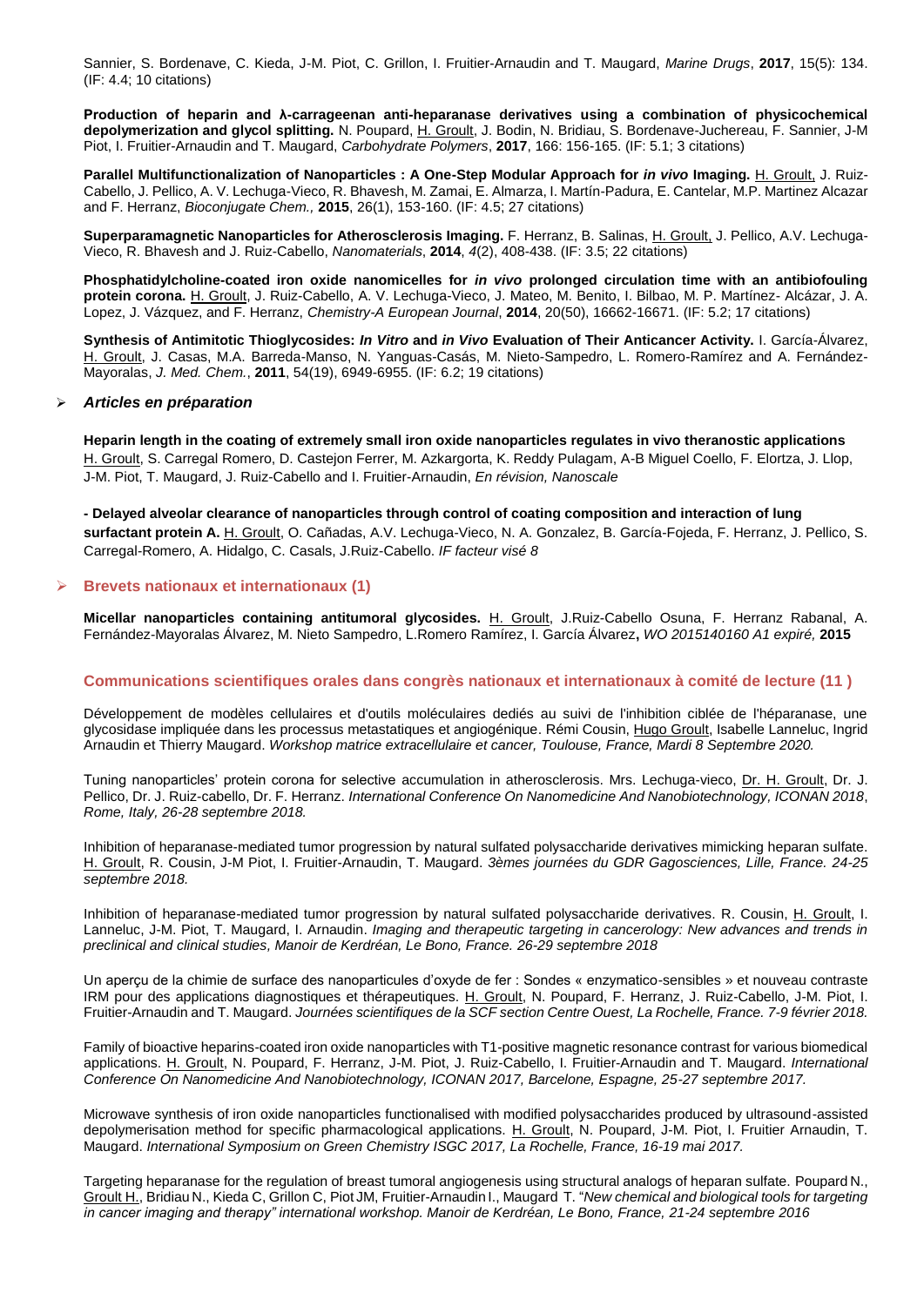Sannier, S. Bordenave, C. Kieda, J-M. Piot, C. Grillon, I. Fruitier-Arnaudin and T. Maugard, *Marine Drugs*, **2017**, 15(5): 134. (IF: 4.4; 10 citations)

**Production of heparin and λ-carrageenan anti-heparanase derivatives using a combination of physicochemical depolymerization and glycol splitting.** N. Poupard, H. Groult, J. Bodin, N. Bridiau, S. Bordenave-Juchereau, F. Sannier, J-M Piot, I. Fruitier-Arnaudin and T. Maugard, *Carbohydrate Polymers*, **2017**, 166: 156-165. (IF: 5.1; 3 citations)

**Parallel Multifunctionalization of Nanoparticles : A One-Step Modular Approach for *in vivo* Imaging.** H. Groult, J. Ruiz-Cabello, J. Pellico, A. V. Lechuga-Vieco, R. Bhavesh, M. Zamai, E. Almarza, I. Martín-Padura, E. Cantelar, M.P. Martinez Alcazar and F. Herranz, *Bioconjugate Chem.,* **2015**, 26(1), 153-160. (IF: 4.5; 27 citations)

**Superparamagnetic Nanoparticles for Atherosclerosis Imaging.** F. Herranz, B. Salinas, H. Groult, J. Pellico, A.V. Lechuga-Vieco, R. Bhavesh and J. Ruiz-Cabello, *Nanomaterials*, **2014**, *4*(2), 408-438. (IF: 3.5; 22 citations)

**Phosphatidylcholine-coated iron oxide nanomicelles for *in vivo* prolonged circulation time with an antibiofouling protein corona.** H. Groult, J. Ruiz-Cabello, A. V. Lechuga-Vieco, J. Mateo, M. Benito, I. Bilbao, M. P. Martínez- Alcázar, J. A. Lopez, J. Vázquez, and F. Herranz, *Chemistry-A European Journal*, **2014**, 20(50), 16662-16671. (IF: 5.2; 17 citations)

**Synthesis of Antimitotic Thioglycosides: *In Vitro* and *in Vivo* Evaluation of Their Anticancer Activity.** I. García-Álvarez, H. Groult, J. Casas, M.A. Barreda-Manso, N. Yanguas-Casás, M. Nieto-Sampedro, L. Romero-Ramírez and A. Fernández-Mayoralas, *J. Med. Chem.*, **2011**, 54(19), 6949-6955. (IF: 6.2; 19 citations)

- ***Articles en préparation***

**Heparin length in the coating of extremely small iron oxide nanoparticles regulates in vivo theranostic applications** H. Groult, S. Carregal Romero, D. Castejon Ferrer, M. Azkargorta, K. Reddy Pulagam, A-B Miguel Coello, F. Elortza, J. Llop, J-M. Piot, T. Maugard, J. Ruiz-Cabello and I. Fruitier-Arnaudin, *En révision, Nanoscale*

**- Delayed alveolar clearance of nanoparticles through control of coating composition and interaction of lung surfactant protein A.** H. Groult, O. Cañadas, A.V. Lechuga-Vieco, N. A. Gonzalez, B. García-Fojeda, F. Herranz, J. Pellico, S. Carregal-Romero, A. Hidalgo, C. Casals, J.Ruiz-Cabello. *IF facteur visé 8*

- **Brevets nationaux et internationaux (1)**

**Micellar nanoparticles containing antitumoral glycosides.** H. Groult, J.Ruiz-Cabello Osuna, F. Herranz Rabanal, A. Fernández-Mayoralas Álvarez, M. Nieto Sampedro, L.Romero Ramírez, I. García Álvarez**,** *WO 2015140160 A1 expiré,* **2015**

## Communications scientifiques orales dans congrès nationaux et internationaux à comité de lecture (11 )

Développement de modèles cellulaires et d'outils moléculaires dediés au suivi de l'inhibition ciblée de l'héparanase, une glycosidase impliquée dans les processus metastatiques et angiogénique. Rémi Cousin, Hugo Groult, Isabelle Lanneluc, Ingrid Arnaudin et Thierry Maugard. *Workshop matrice extracellulaire et cancer, Toulouse, France, Mardi 8 Septembre 2020.*

Tuning nanoparticles' protein corona for selective accumulation in atherosclerosis. Mrs. Lechuga-vieco, Dr. H. Groult, Dr. J. Pellico, Dr. J. Ruiz-cabello, Dr. F. Herranz. *International Conference On Nanomedicine And Nanobiotechnology, ICONAN 2018*, *Rome, Italy, 26-28 septembre 2018.*

Inhibition of heparanase-mediated tumor progression by natural sulfated polysaccharide derivatives mimicking heparan sulfate. H. Groult, R. Cousin, J-M Piot, I. Fruitier-Arnaudin, T. Maugard. *3èmes journées du GDR Gagosciences, Lille, France. 24-25 septembre 2018.*

Inhibition of heparanase-mediated tumor progression by natural sulfated polysaccharide derivatives. R. Cousin, H. Groult, I. Lanneluc, J-M. Piot, T. Maugard, I. Arnaudin. *Imaging and therapeutic targeting in cancerology: New advances and trends in preclinical and clinical studies, Manoir de Kerdréan, Le Bono, France. 26-29 septembre 2018*

Un aperçu de la chimie de surface des nanoparticules d'oxyde de fer : Sondes « enzymatico-sensibles » et nouveau contraste IRM pour des applications diagnostiques et thérapeutiques. H. Groult, N. Poupard, F. Herranz, J. Ruiz-Cabello, J-M. Piot, I. Fruitier-Arnaudin and T. Maugard. *Journées scientifiques de la SCF section Centre Ouest, La Rochelle, France. 7-9 février 2018.*

Family of bioactive heparins-coated iron oxide nanoparticles with T1-positive magnetic resonance contrast for various biomedical applications. H. Groult, N. Poupard, F. Herranz, J-M. Piot, J. Ruiz-Cabello, I. Fruitier-Arnaudin and T. Maugard. *International Conference On Nanomedicine And Nanobiotechnology, ICONAN 2017, Barcelone, Espagne, 25-27 septembre 2017.*

Microwave synthesis of iron oxide nanoparticles functionalised with modified polysaccharides produced by ultrasound-assisted depolymerisation method for specific pharmacological applications. H. Groult, N. Poupard, J-M. Piot, I. Fruitier Arnaudin, T. Maugard. *International Symposium on Green Chemistry ISGC 2017, La Rochelle, France, 16-19 mai 2017.*

Targeting heparanase for the regulation of breast tumoral angiogenesis using structural analogs of heparan sulfate. Poupard N., Groult H., Bridiau N., Kieda C, Grillon C, Piot JM, Fruitier-Arnaudin I., Maugard T. "*New chemical and biological tools for targeting in cancer imaging and therapy" international workshop. Manoir de Kerdréan, Le Bono, France, 21-24 septembre 2016*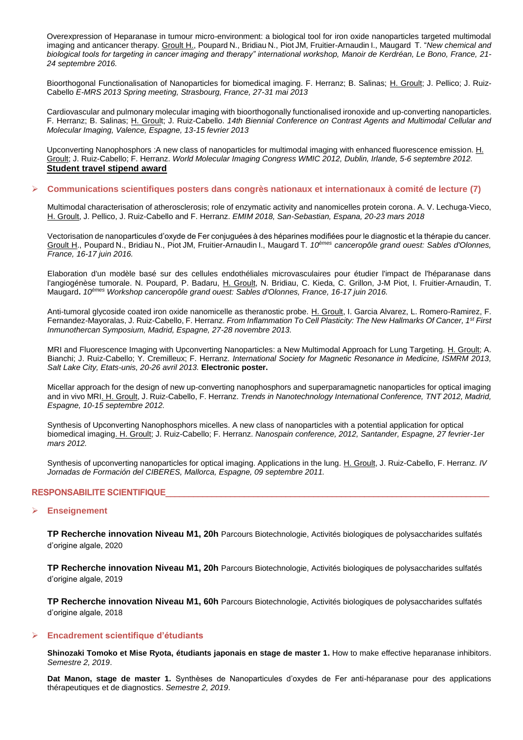Overexpression of Heparanase in tumour micro-environment: a biological tool for iron oxide nanoparticles targeted multimodal imaging and anticancer therapy. Groult H., Poupard N., Bridiau N., Piot JM, Fruitier-Arnaudin I., Maugard T. "*New chemical and biological tools for targeting in cancer imaging and therapy" international workshop, Manoir de Kerdréan, Le Bono, France, 21-24 septembre 2016.*

Bioorthogonal Functionalisation of Nanoparticles for biomedical imaging. F. Herranz; B. Salinas; H. Groult; J. Pellico; J. Ruiz-Cabello *E-MRS 2013 Spring meeting, Strasbourg, France, 27-31 mai 2013*

Cardiovascular and pulmonary molecular imaging with bioorthogonally functionalised ironoxide and up-converting nanoparticles. F. Herranz; B. Salinas; H. Groult; J. Ruiz-Cabello. *14th Biennial Conference on Contrast Agents and Multimodal Cellular and Molecular Imaging, Valence, Espagne, 13-15 fevrier 2013*

Upconverting Nanophosphors :A new class of nanoparticles for multimodal imaging with enhanced fluorescence emission. H. Groult; J. Ruiz-Cabello; F. Herranz. *World Molecular Imaging Congress WMIC 2012, Dublin, Irlande, 5-6 septembre 2012.*
**Student travel stipend award**

- **Communications scientifiques posters dans congrès nationaux et internationaux à comité de lecture (7)**

Multimodal characterisation of atherosclerosis; role of enzymatic activity and nanomicelles protein corona. A. V. Lechuga-Vieco, H. Groult, J. Pellico, J. Ruiz-Cabello and F. Herranz. *EMIM 2018, San-Sebastian, Espana, 20-23 mars 2018*

Vectorisation de nanoparticules d'oxyde de Fer conjuguées à des héparines modifiées pour le diagnostic et la thérapie du cancer. Groult H., Poupard N., Bridiau N., Piot JM, Fruitier-Arnaudin I., Maugard T. *10[èmes] canceropôle grand ouest: Sables d'Olonnes, France, 16-17 juin 2016.*

Elaboration d'un modèle basé sur des cellules endothéliales microvasculaires pour étudier l'impact de l'héparanase dans l'angiogénèse tumorale. N. Poupard, P. Badaru, H. Groult, N. Bridiau, C. Kieda, C. Grillon, J-M Piot, I. Fruitier-Arnaudin, T. Maugard**.** *10[èmes] Workshop canceropôle grand ouest: Sables d'Olonnes, France, 16-17 juin 2016.*

Anti-tumoral glycoside coated iron oxide nanomicelle as theranostic probe. H. Groult, I. Garcia Alvarez, L. Romero-Ramirez, F. Fernandez-Mayoralas, J. Ruiz-Cabello, F. Herranz. *From Inflammation To Cell Plasticity: The New Hallmarks Of Cancer, 1[st] First Inmunothercan Symposium, Madrid, Espagne, 27-28 novembre 2013.*

MRI and Fluorescence Imaging with Upconverting Nanoparticles: a New Multimodal Approach for Lung Targeting. H. Groult; A. Bianchi; J. Ruiz-Cabello; Y. Cremilleux; F. Herranz. *International Society for Magnetic Resonance in Medicine, ISMRM 2013, Salt Lake City, Etats-unis, 20-26 avril 2013.* **Electronic poster.**

Micellar approach for the design of new up-converting nanophosphors and superparamagnetic nanoparticles for optical imaging and in vivo MRI. H. Groult, J. Ruiz-Cabello, F. Herranz. *Trends in Nanotechnology International Conference, TNT 2012, Madrid, Espagne, 10-15 septembre 2012.*

Synthesis of Upconverting Nanophosphors micelles. A new class of nanoparticles with a potential application for optical biomedical imaging. H. Groult; J. Ruiz-Cabello; F. Herranz. *Nanospain conference, 2012, Santander, Espagne, 27 fevrier-1er mars 2012.*

Synthesis of upconverting nanoparticles for optical imaging. Applications in the lung. H. Groult, J. Ruiz-Cabello, F. Herranz. *IV Jornadas de Formación del CIBERES, Mallorca, Espagne, 09 septembre 2011.*

## RESPONSABILITE SCIENTIFIQUE

- **Enseignement**

**TP Recherche innovation Niveau M1, 20h** Parcours Biotechnologie, Activités biologiques de polysaccharides sulfatés d'origine algale, 2020

**TP Recherche innovation Niveau M1, 20h** Parcours Biotechnologie, Activités biologiques de polysaccharides sulfatés d'origine algale, 2019

**TP Recherche innovation Niveau M1, 60h** Parcours Biotechnologie, Activités biologiques de polysaccharides sulfatés d'origine algale, 2018

- **Encadrement scientifique d'étudiants**

**Shinozaki Tomoko et Mise Ryota, étudiants japonais en stage de master 1.** How to make effective heparanase inhibitors. *Semestre 2, 2019*.

**Dat Manon, stage de master 1.** Synthèses de Nanoparticules d'oxydes de Fer anti-héparanase pour des applications thérapeutiques et de diagnostics. *Semestre 2, 2019*.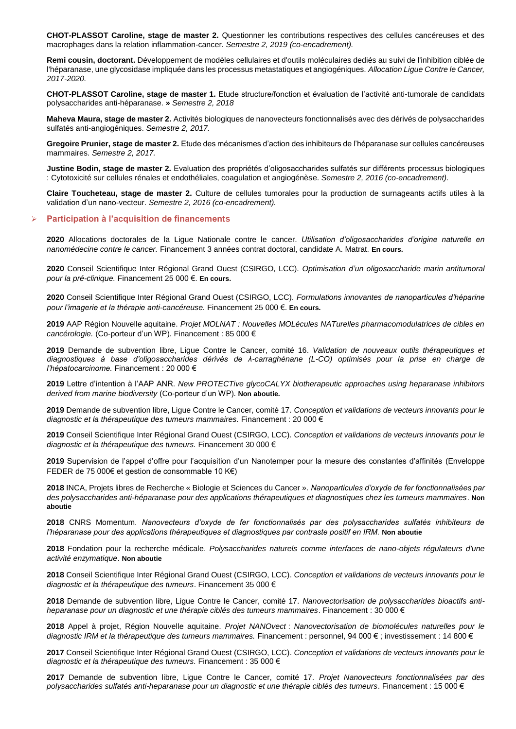**CHOT-PLASSOT Caroline, stage de master 2.** Questionner les contributions respectives des cellules cancéreuses et des macrophages dans la relation inflammation-cancer. *Semestre 2, 2019 (co-encadrement).*

**Remi cousin, doctorant.** Développement de modèles cellulaires et d'outils moléculaires dediés au suivi de l'inhibition ciblée de l'héparanase, une glycosidase impliquée dans les processus metastatiques et angiogéniques. *Allocation Ligue Contre le Cancer, 2017-2020.*

**CHOT-PLASSOT Caroline, stage de master 1.** Etude structure/fonction et évaluation de l'activité anti-tumorale de candidats polysaccharides anti-héparanase. **»** *Semestre 2, 2018*

**Maheva Maura, stage de master 2.** Activités biologiques de nanovecteurs fonctionnalisés avec des dérivés de polysaccharides sulfatés anti-angiogéniques. *Semestre 2, 2017.*

**Gregoire Prunier, stage de master 2.** Etude des mécanismes d'action des inhibiteurs de l'héparanase sur cellules cancéreuses mammaires. *Semestre 2, 2017.*

**Justine Bodin, stage de master 2.** Evaluation des propriétés d'oligosaccharides sulfatés sur différents processus biologiques : Cytotoxicité sur cellules rénales et endothéliales, coagulation et angiogénèse. *Semestre 2, 2016 (co-encadrement).*

**Claire Toucheteau, stage de master 2.** Culture de cellules tumorales pour la production de surnageants actifs utiles à la validation d'un nano-vecteur. *Semestre 2, 2016 (co-encadrement).*

- **Participation à l'acquisition de financements**

**2020** Allocations doctorales de la Ligue Nationale contre le cancer. *Utilisation d'oligosaccharides d'origine naturelle en nanomédecine contre le cancer.* Financement 3 années contrat doctoral, candidate A. Matrat. **En cours.**

**2020** Conseil Scientifique Inter Régional Grand Ouest (CSIRGO, LCC). *Optimisation d'un oligosaccharide marin antitumoral pour la pré-clinique.* Financement 25 000 €. **En cours.**

**2020** Conseil Scientifique Inter Régional Grand Ouest (CSIRGO, LCC). *Formulations innovantes de nanoparticules d'héparine pour l'imagerie et la thérapie anti-cancéreuse.* Financement 25 000 €. **En cours.**

**2019** AAP Région Nouvelle aquitaine. *Projet MOLNAT : Nouvelles MOLécules NATurelles pharmacomodulatrices de cibles en cancérologie.* (Co-porteur d'un WP). Financement : 85 000 €

**2019** Demande de subvention libre, Ligue Contre le Cancer, comité 16. *Validation de nouveaux outils thérapeutiques et diagnostiques à base d'oligosaccharides dérivés de λ-carraghénane (L-CO) optimisés pour la prise en charge de l'hépatocarcinome.* Financement : 20 000 €

**2019** Lettre d'intention à l'AAP ANR. *New PROTECTive glycoCALYX biotherapeutic approaches using heparanase inhibitors derived from marine biodiversity* (Co-porteur d'un WP). **Non aboutie.**

**2019** Demande de subvention libre, Ligue Contre le Cancer, comité 17. *Conception et validations de vecteurs innovants pour le diagnostic et la thérapeutique des tumeurs mammaires.* Financement : 20 000 €

**2019** Conseil Scientifique Inter Régional Grand Ouest (CSIRGO, LCC). *Conception et validations de vecteurs innovants pour le diagnostic et la thérapeutique des tumeurs.* Financement 30 000 €

**2019** Supervision de l'appel d'offre pour l'acquisition d'un Nanotemper pour la mesure des constantes d'affinités (Enveloppe FEDER de 75 000€ et gestion de consommable 10 K€)

**2018** INCA, Projets libres de Recherche « Biologie et Sciences du Cancer ». *Nanoparticules d'oxyde de fer fonctionnalisées par des polysaccharides anti-héparanase pour des applications thérapeutiques et diagnostiques chez les tumeurs mammaires*. **Non aboutie**

**2018** CNRS Momentum. *Nanovecteurs d'oxyde de fer fonctionnalisés par des polysaccharides sulfatés inhibiteurs de l'héparanase pour des applications thérapeutiques et diagnostiques par contraste positif en IRM.* **Non aboutie**

**2018** Fondation pour la recherche médicale. *Polysaccharides naturels comme interfaces de nano-objets régulateurs d'une activité enzymatique*. **Non aboutie**

**2018** Conseil Scientifique Inter Régional Grand Ouest (CSIRGO, LCC). *Conception et validations de vecteurs innovants pour le diagnostic et la thérapeutique des tumeurs*. Financement 35 000 €

**2018** Demande de subvention libre, Ligue Contre le Cancer, comité 17. *Nanovectorisation de polysaccharides bioactifs anti-heparanase pour un diagnostic et une thérapie ciblés des tumeurs mammaires*. Financement : 30 000 €

**2018** Appel à projet, Région Nouvelle aquitaine. *Projet NANOvect : Nanovectorisation de biomolécules naturelles pour le diagnostic IRM et la thérapeutique des tumeurs mammaires.* Financement : personnel, 94 000 € ; investissement : 14 800 €

**2017** Conseil Scientifique Inter Régional Grand Ouest (CSIRGO, LCC). *Conception et validations de vecteurs innovants pour le diagnostic et la thérapeutique des tumeurs.* Financement : 35 000 €

**2017** Demande de subvention libre, Ligue Contre le Cancer, comité 17. *Projet Nanovecteurs fonctionnalisées par des polysaccharides sulfatés anti-heparanase pour un diagnostic et une thérapie ciblés des tumeurs*. Financement : 15 000 €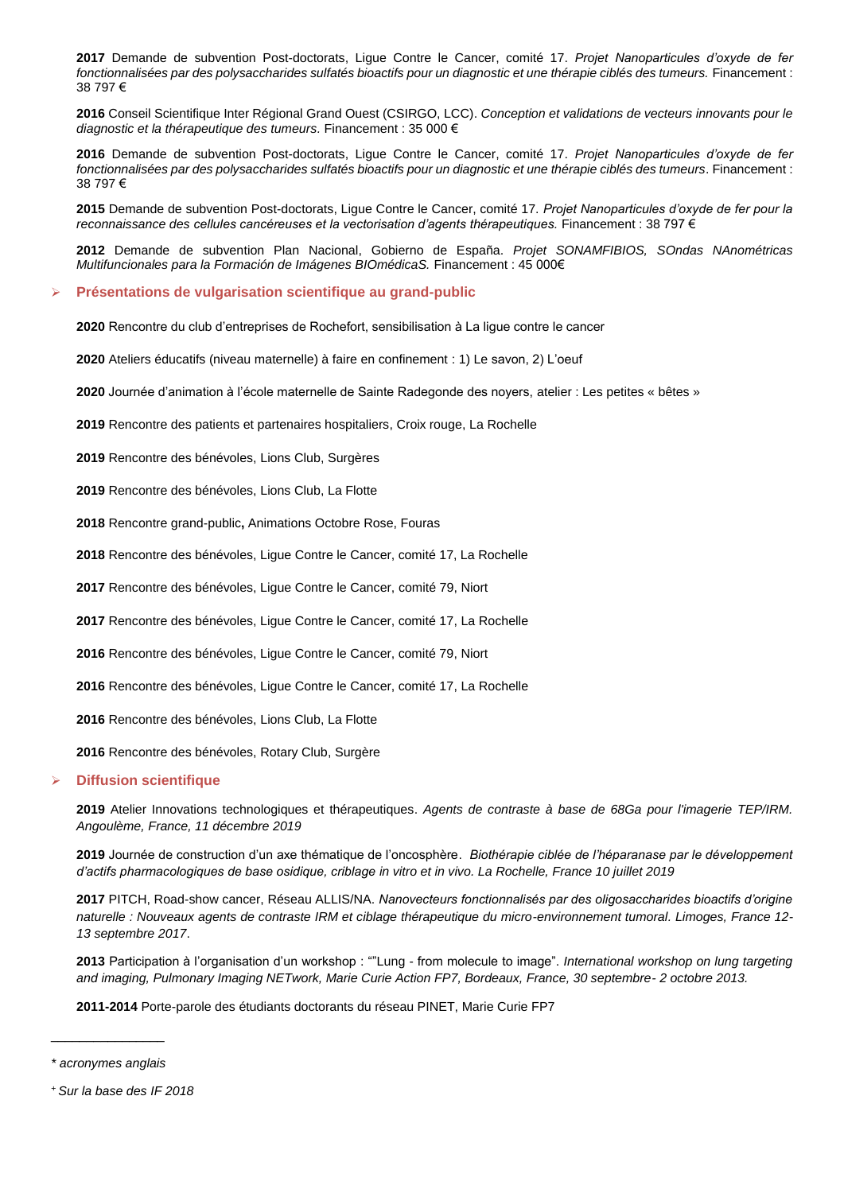**2017** Demande de subvention Post-doctorats, Ligue Contre le Cancer, comité 17. *Projet Nanoparticules d'oxyde de fer fonctionnalisées par des polysaccharides sulfatés bioactifs pour un diagnostic et une thérapie ciblés des tumeurs.* Financement : 38 797 €

**2016** Conseil Scientifique Inter Régional Grand Ouest (CSIRGO, LCC). *Conception et validations de vecteurs innovants pour le diagnostic et la thérapeutique des tumeurs.* Financement : 35 000 €

**2016** Demande de subvention Post-doctorats, Ligue Contre le Cancer, comité 17. *Projet Nanoparticules d'oxyde de fer fonctionnalisées par des polysaccharides sulfatés bioactifs pour un diagnostic et une thérapie ciblés des tumeurs*. Financement : 38 797 €

**2015** Demande de subvention Post-doctorats, Ligue Contre le Cancer, comité 17. *Projet Nanoparticules d'oxyde de fer pour la reconnaissance des cellules cancéreuses et la vectorisation d'agents thérapeutiques.* Financement : 38 797 €

**2012** Demande de subvention Plan Nacional, Gobierno de España. *Projet SONAMFIBIOS, SOndas NAnométricas Multifuncionales para la Formación de Imágenes BIOmédicaS.* Financement : 45 000€

## Présentations de vulgarisation scientifique au grand-public

**2020** Rencontre du club d'entreprises de Rochefort, sensibilisation à La ligue contre le cancer

**2020** Ateliers éducatifs (niveau maternelle) à faire en confinement : 1) Le savon, 2) L'oeuf

**2020** Journée d'animation à l'école maternelle de Sainte Radegonde des noyers, atelier : Les petites « bêtes »

**2019** Rencontre des patients et partenaires hospitaliers, Croix rouge, La Rochelle

**2019** Rencontre des bénévoles, Lions Club, Surgères

**2019** Rencontre des bénévoles, Lions Club, La Flotte

**2018** Rencontre grand-public**,** Animations Octobre Rose, Fouras

**2018** Rencontre des bénévoles, Ligue Contre le Cancer, comité 17, La Rochelle

**2017** Rencontre des bénévoles, Ligue Contre le Cancer, comité 79, Niort

**2017** Rencontre des bénévoles, Ligue Contre le Cancer, comité 17, La Rochelle

**2016** Rencontre des bénévoles, Ligue Contre le Cancer, comité 79, Niort

**2016** Rencontre des bénévoles, Ligue Contre le Cancer, comité 17, La Rochelle

**2016** Rencontre des bénévoles, Lions Club, La Flotte

**2016** Rencontre des bénévoles, Rotary Club, Surgère

## Diffusion scientifique

**2019** Atelier Innovations technologiques et thérapeutiques. *Agents de contraste à base de 68Ga pour l'imagerie TEP/IRM. Angoulème, France, 11 décembre 2019*

**2019** Journée de construction d'un axe thématique de l'oncosphère. *Biothérapie ciblée de l'héparanase par le développement d'actifs pharmacologiques de base osidique, criblage in vitro et in vivo. La Rochelle, France 10 juillet 2019*

**2017** PITCH, Road-show cancer, Réseau ALLIS/NA. *Nanovecteurs fonctionnalisés par des oligosaccharides bioactifs d'origine naturelle : Nouveaux agents de contraste IRM et ciblage thérapeutique du micro-environnement tumoral. Limoges, France 12-13 septembre 2017*.

**2013** Participation à l'organisation d'un workshop : ""Lung - from molecule to image". *International workshop on lung targeting and imaging, Pulmonary Imaging NETwork, Marie Curie Action FP7, Bordeaux, France, 30 septembre- 2 octobre 2013.*

**2011-2014** Porte-parole des étudiants doctorants du réseau PINET, Marie Curie FP7

---

*\* acronymes anglais*

*+ Sur la base des IF 2018*